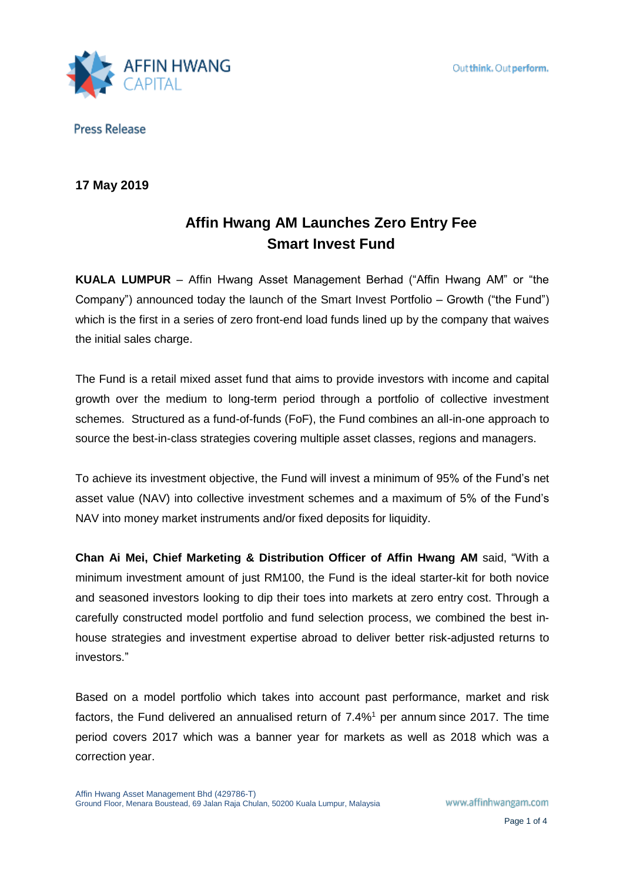AFFIN HWANG CAPITAL

Outthink. Outperform.

Press Release

**17 May 2019**

# Affin Hwang AM Launches Zero Entry Fee Smart Invest Fund

**KUALA LUMPUR** – Affin Hwang Asset Management Berhad ("Affin Hwang AM" or "the Company") announced today the launch of the Smart Invest Portfolio – Growth ("the Fund") which is the first in a series of zero front-end load funds lined up by the company that waives the initial sales charge.

The Fund is a retail mixed asset fund that aims to provide investors with income and capital growth over the medium to long-term period through a portfolio of collective investment schemes. Structured as a fund-of-funds (FoF), the Fund combines an all-in-one approach to source the best-in-class strategies covering multiple asset classes, regions and managers.

To achieve its investment objective, the Fund will invest a minimum of 95% of the Fund's net asset value (NAV) into collective investment schemes and a maximum of 5% of the Fund's NAV into money market instruments and/or fixed deposits for liquidity.

**Chan Ai Mei, Chief Marketing & Distribution Officer of Affin Hwang AM** said, "With a minimum investment amount of just RM100, the Fund is the ideal starter-kit for both novice and seasoned investors looking to dip their toes into markets at zero entry cost. Through a carefully constructed model portfolio and fund selection process, we combined the best in-house strategies and investment expertise abroad to deliver better risk-adjusted returns to investors."

Based on a model portfolio which takes into account past performance, market and risk factors, the Fund delivered an annualised return of 7.4%[1] per annum since 2017. The time period covers 2017 which was a banner year for markets as well as 2018 which was a correction year.

Affin Hwang Asset Management Bhd (429786-T)
Ground Floor, Menara Boustead, 69 Jalan Raja Chulan, 50200 Kuala Lumpur, Malaysia

www.affinhwangam.com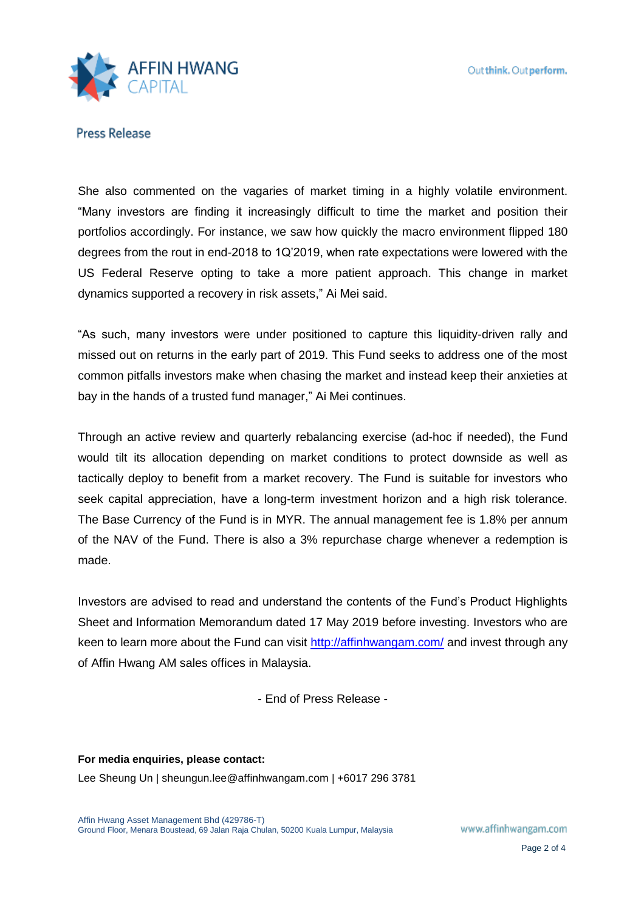She also commented on the vagaries of market timing in a highly volatile environment. “Many investors are finding it increasingly difficult to time the market and position their portfolios accordingly. For instance, we saw how quickly the macro environment flipped 180 degrees from the rout in end-2018 to 1Q’2019, when rate expectations were lowered with the US Federal Reserve opting to take a more patient approach. This change in market dynamics supported a recovery in risk assets,” Ai Mei said.

“As such, many investors were under positioned to capture this liquidity-driven rally and missed out on returns in the early part of 2019. This Fund seeks to address one of the most common pitfalls investors make when chasing the market and instead keep their anxieties at bay in the hands of a trusted fund manager,” Ai Mei continues.

Through an active review and quarterly rebalancing exercise (ad-hoc if needed), the Fund would tilt its allocation depending on market conditions to protect downside as well as tactically deploy to benefit from a market recovery. The Fund is suitable for investors who seek capital appreciation, have a long-term investment horizon and a high risk tolerance. The Base Currency of the Fund is in MYR. The annual management fee is 1.8% per annum of the NAV of the Fund. There is also a 3% repurchase charge whenever a redemption is made.

Investors are advised to read and understand the contents of the Fund’s Product Highlights Sheet and Information Memorandum dated 17 May 2019 before investing. Investors who are keen to learn more about the Fund can visit http://affinhwangam.com/ and invest through any of Affin Hwang AM sales offices in Malaysia.

- End of Press Release -

**For media enquiries, please contact:**

Lee Sheung Un | sheungun.lee@affinhwangam.com | +6017 296 3781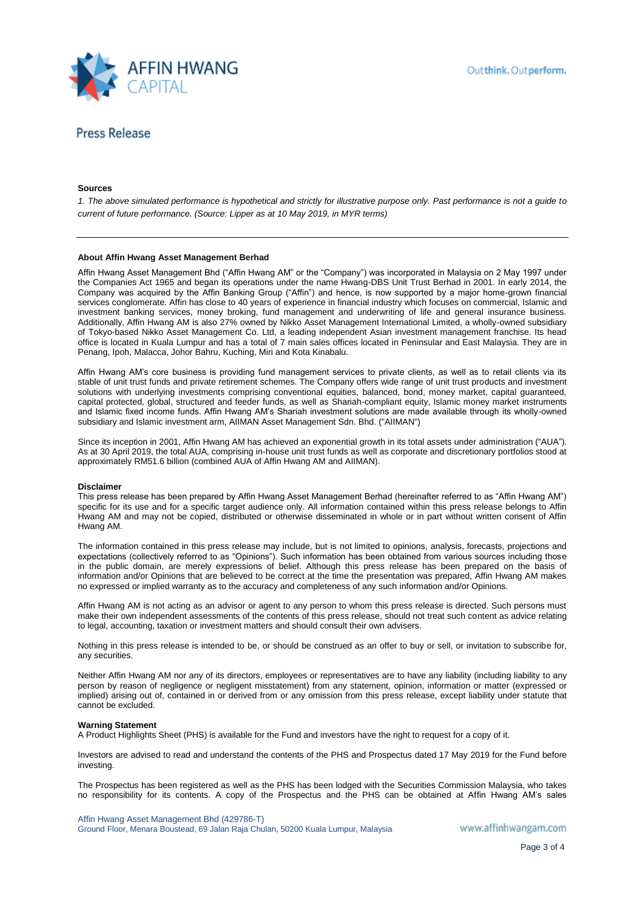## Press Release

**Sources**

*1. The above simulated performance is hypothetical and strictly for illustrative purpose only. Past performance is not a guide to current of future performance. (Source: Lipper as at 10 May 2019, in MYR terms)*

---

**About Affin Hwang Asset Management Berhad**

Affin Hwang Asset Management Bhd ("Affin Hwang AM" or the "Company") was incorporated in Malaysia on 2 May 1997 under the Companies Act 1965 and began its operations under the name Hwang-DBS Unit Trust Berhad in 2001. In early 2014, the Company was acquired by the Affin Banking Group ("Affin") and hence, is now supported by a major home-grown financial services conglomerate. Affin has close to 40 years of experience in financial industry which focuses on commercial, Islamic and investment banking services, money broking, fund management and underwriting of life and general insurance business. Additionally, Affin Hwang AM is also 27% owned by Nikko Asset Management International Limited, a wholly-owned subsidiary of Tokyo-based Nikko Asset Management Co. Ltd, a leading independent Asian investment management franchise. Its head office is located in Kuala Lumpur and has a total of 7 main sales offices located in Peninsular and East Malaysia. They are in Penang, Ipoh, Malacca, Johor Bahru, Kuching, Miri and Kota Kinabalu.

Affin Hwang AM's core business is providing fund management services to private clients, as well as to retail clients via its stable of unit trust funds and private retirement schemes. The Company offers wide range of unit trust products and investment solutions with underlying investments comprising conventional equities, balanced, bond, money market, capital guaranteed, capital protected, global, structured and feeder funds, as well as Shariah-compliant equity, Islamic money market instruments and Islamic fixed income funds. Affin Hwang AM's Shariah investment solutions are made available through its wholly-owned subsidiary and Islamic investment arm, AIIMAN Asset Management Sdn. Bhd. ("AIIMAN")

Since its inception in 2001, Affin Hwang AM has achieved an exponential growth in its total assets under administration ("AUA"). As at 30 April 2019, the total AUA, comprising in-house unit trust funds as well as corporate and discretionary portfolios stood at approximately RM51.6 billion (combined AUA of Affin Hwang AM and AIIMAN).

**Disclaimer**

This press release has been prepared by Affin Hwang Asset Management Berhad (hereinafter referred to as "Affin Hwang AM") specific for its use and for a specific target audience only. All information contained within this press release belongs to Affin Hwang AM and may not be copied, distributed or otherwise disseminated in whole or in part without written consent of Affin Hwang AM.

The information contained in this press release may include, but is not limited to opinions, analysis, forecasts, projections and expectations (collectively referred to as "Opinions"). Such information has been obtained from various sources including those in the public domain, are merely expressions of belief. Although this press release has been prepared on the basis of information and/or Opinions that are believed to be correct at the time the presentation was prepared, Affin Hwang AM makes no expressed or implied warranty as to the accuracy and completeness of any such information and/or Opinions.

Affin Hwang AM is not acting as an advisor or agent to any person to whom this press release is directed. Such persons must make their own independent assessments of the contents of this press release, should not treat such content as advice relating to legal, accounting, taxation or investment matters and should consult their own advisers.

Nothing in this press release is intended to be, or should be construed as an offer to buy or sell, or invitation to subscribe for, any securities.

Neither Affin Hwang AM nor any of its directors, employees or representatives are to have any liability (including liability to any person by reason of negligence or negligent misstatement) from any statement, opinion, information or matter (expressed or implied) arising out of, contained in or derived from or any omission from this press release, except liability under statute that cannot be excluded.

**Warning Statement**

A Product Highlights Sheet (PHS) is available for the Fund and investors have the right to request for a copy of it.

Investors are advised to read and understand the contents of the PHS and Prospectus dated 17 May 2019 for the Fund before investing.

The Prospectus has been registered as well as the PHS has been lodged with the Securities Commission Malaysia, who takes no responsibility for its contents. A copy of the Prospectus and the PHS can be obtained at Affin Hwang AM's sales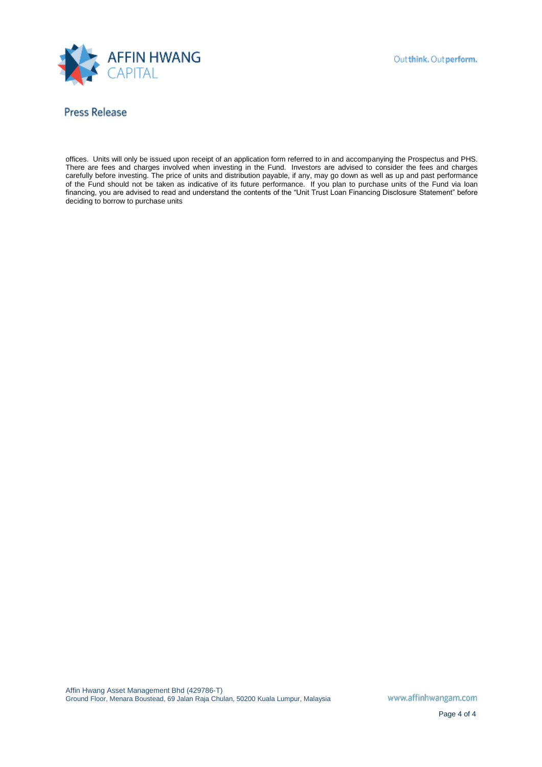offices. Units will only be issued upon receipt of an application form referred to in and accompanying the Prospectus and PHS. There are fees and charges involved when investing in the Fund. Investors are advised to consider the fees and charges carefully before investing. The price of units and distribution payable, if any, may go down as well as up and past performance of the Fund should not be taken as indicative of its future performance. If you plan to purchase units of the Fund via loan financing, you are advised to read and understand the contents of the "Unit Trust Loan Financing Disclosure Statement" before deciding to borrow to purchase units